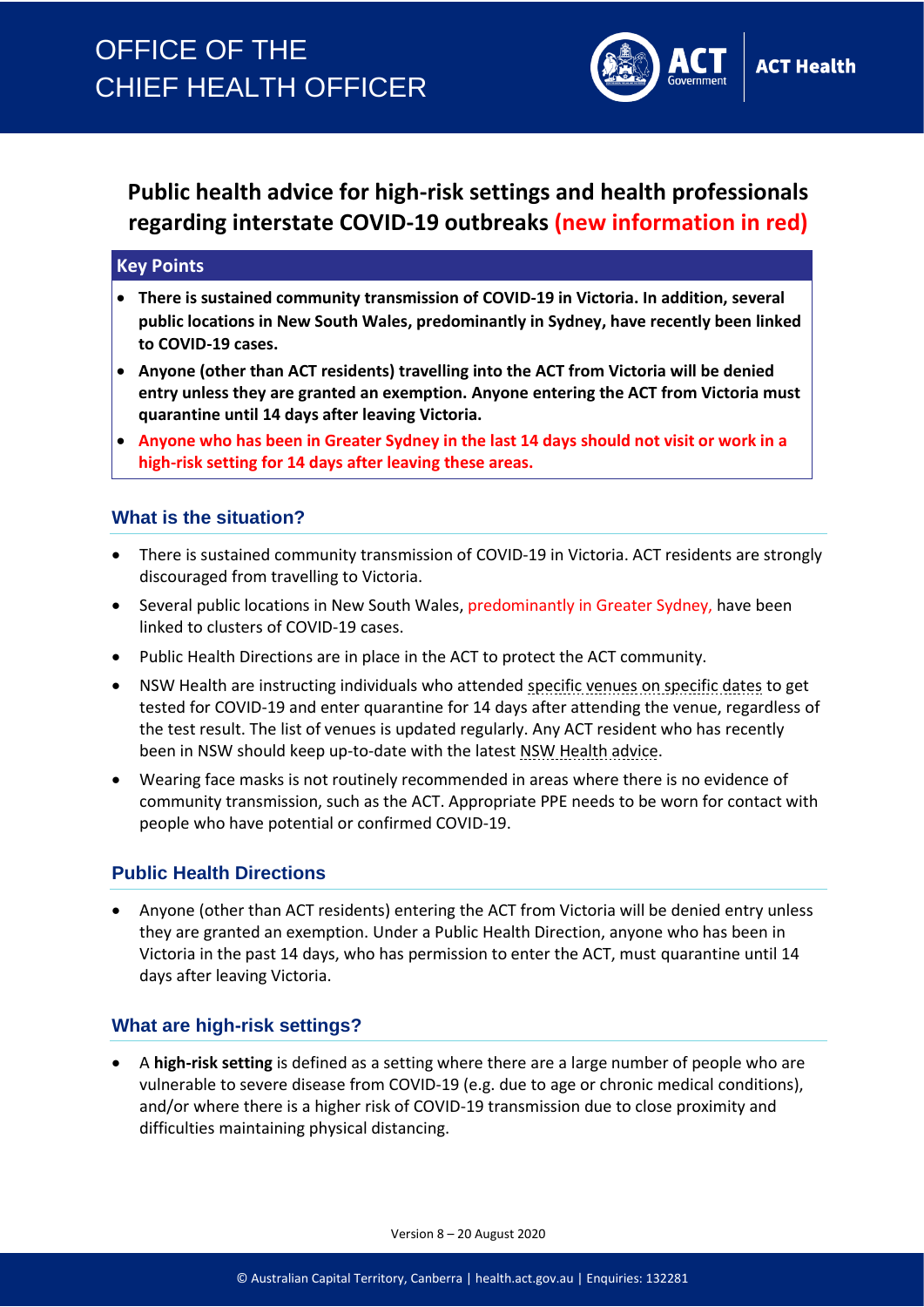OFFICE OF THE CHIEF HEALTH OFFICER

ACT Government | ACT Health

# Public health advice for high-risk settings and health professionals regarding interstate COVID-19 outbreaks (new information in red)

## Key Points

- **There is sustained community transmission of COVID-19 in Victoria. In addition, several public locations in New South Wales, predominantly in Sydney, have recently been linked to COVID-19 cases.**
- **Anyone (other than ACT residents) travelling into the ACT from Victoria will be denied entry unless they are granted an exemption. Anyone entering the ACT from Victoria must quarantine until 14 days after leaving Victoria.**
- **Anyone who has been in Greater Sydney in the last 14 days should not visit or work in a high-risk setting for 14 days after leaving these areas.**

## What is the situation?

- There is sustained community transmission of COVID-19 in Victoria. ACT residents are strongly discouraged from travelling to Victoria.
- Several public locations in New South Wales, predominantly in Greater Sydney, have been linked to clusters of COVID-19 cases.
- Public Health Directions are in place in the ACT to protect the ACT community.
- NSW Health are instructing individuals who attended specific venues on specific dates to get tested for COVID-19 and enter quarantine for 14 days after attending the venue, regardless of the test result. The list of venues is updated regularly. Any ACT resident who has recently been in NSW should keep up-to-date with the latest NSW Health advice.
- Wearing face masks is not routinely recommended in areas where there is no evidence of community transmission, such as the ACT. Appropriate PPE needs to be worn for contact with people who have potential or confirmed COVID-19.

## Public Health Directions

- Anyone (other than ACT residents) entering the ACT from Victoria will be denied entry unless they are granted an exemption. Under a Public Health Direction, anyone who has been in Victoria in the past 14 days, who has permission to enter the ACT, must quarantine until 14 days after leaving Victoria.

## What are high-risk settings?

- A **high-risk setting** is defined as a setting where there are a large number of people who are vulnerable to severe disease from COVID-19 (e.g. due to age or chronic medical conditions), and/or where there is a higher risk of COVID-19 transmission due to close proximity and difficulties maintaining physical distancing.

Version 8 – 20 August 2020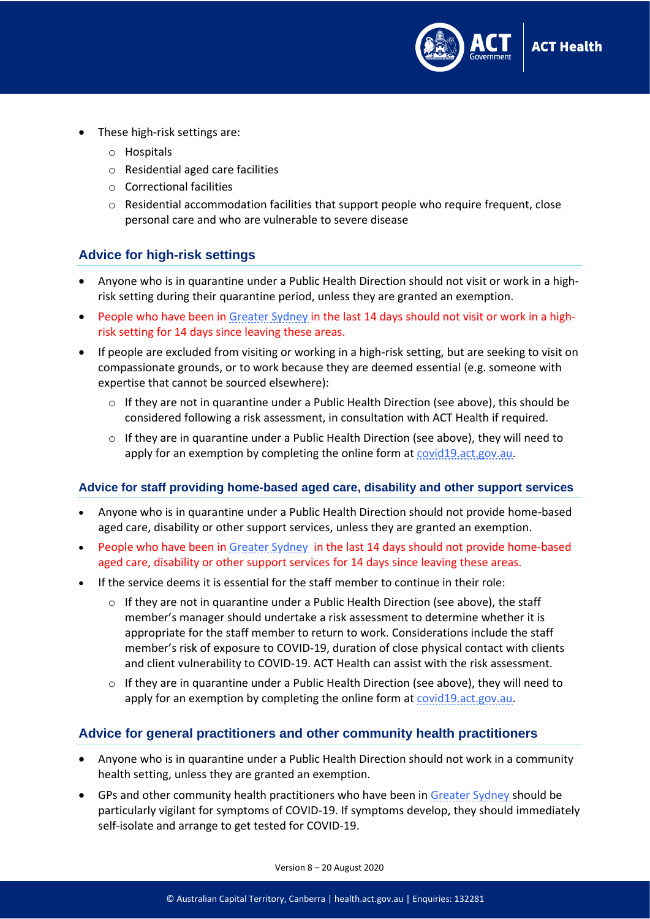- These high-risk settings are:
  - Hospitals
  - Residential aged care facilities
  - Correctional facilities
  - Residential accommodation facilities that support people who require frequent, close personal care and who are vulnerable to severe disease

## Advice for high-risk settings

- Anyone who is in quarantine under a Public Health Direction should not visit or work in a high-risk setting during their quarantine period, unless they are granted an exemption.
- People who have been in Greater Sydney in the last 14 days should not visit or work in a high-risk setting for 14 days since leaving these areas.
- If people are excluded from visiting or working in a high-risk setting, but are seeking to visit on compassionate grounds, or to work because they are deemed essential (e.g. someone with expertise that cannot be sourced elsewhere):
  - If they are not in quarantine under a Public Health Direction (see above), this should be considered following a risk assessment, in consultation with ACT Health if required.
  - If they are in quarantine under a Public Health Direction (see above), they will need to apply for an exemption by completing the online form at covid19.act.gov.au.

### Advice for staff providing home-based aged care, disability and other support services

- Anyone who is in quarantine under a Public Health Direction should not provide home-based aged care, disability or other support services, unless they are granted an exemption.
- People who have been in Greater Sydney in the last 14 days should not provide home-based aged care, disability or other support services for 14 days since leaving these areas.
- If the service deems it is essential for the staff member to continue in their role:
  - If they are not in quarantine under a Public Health Direction (see above), the staff member's manager should undertake a risk assessment to determine whether it is appropriate for the staff member to return to work. Considerations include the staff member's risk of exposure to COVID-19, duration of close physical contact with clients and client vulnerability to COVID-19. ACT Health can assist with the risk assessment.
  - If they are in quarantine under a Public Health Direction (see above), they will need to apply for an exemption by completing the online form at covid19.act.gov.au.

## Advice for general practitioners and other community health practitioners

- Anyone who is in quarantine under a Public Health Direction should not work in a community health setting, unless they are granted an exemption.
- GPs and other community health practitioners who have been in Greater Sydney should be particularly vigilant for symptoms of COVID-19. If symptoms develop, they should immediately self-isolate and arrange to get tested for COVID-19.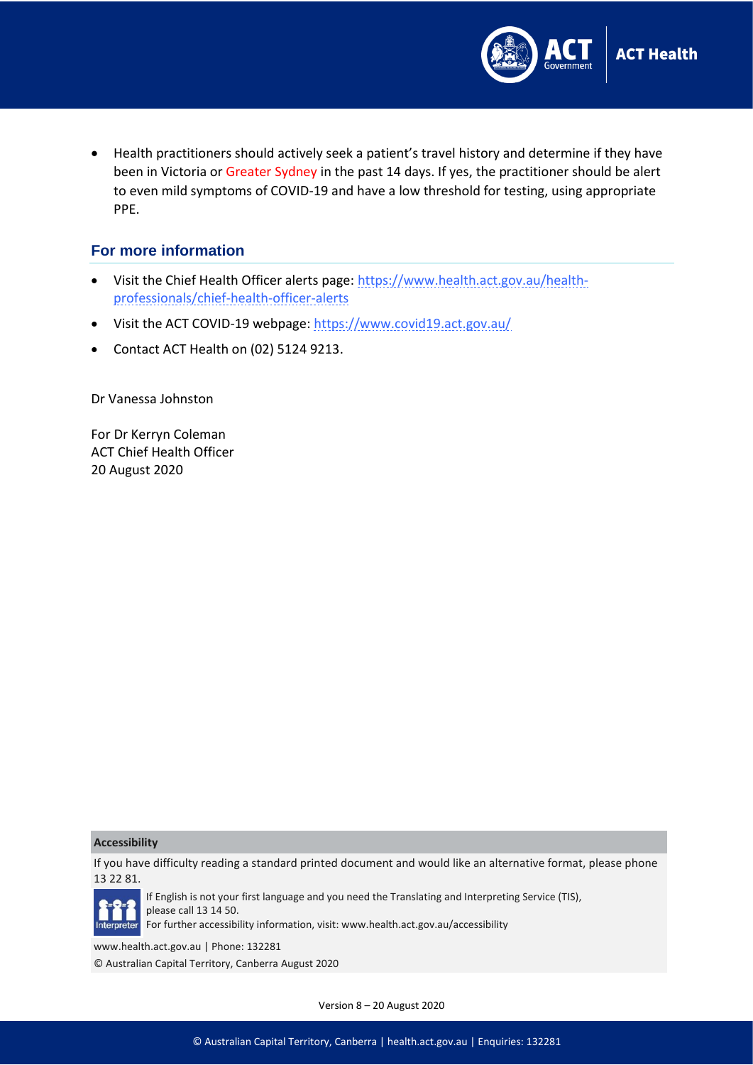- Health practitioners should actively seek a patient's travel history and determine if they have been in Victoria or Greater Sydney in the past 14 days. If yes, the practitioner should be alert to even mild symptoms of COVID-19 and have a low threshold for testing, using appropriate PPE.

## For more information

- Visit the Chief Health Officer alerts page: https://www.health.act.gov.au/health-professionals/chief-health-officer-alerts
- Visit the ACT COVID-19 webpage: https://www.covid19.act.gov.au/
- Contact ACT Health on (02) 5124 9213.

Dr Vanessa Johnston

For Dr Kerryn Coleman
ACT Chief Health Officer
20 August 2020

**Accessibility**

If you have difficulty reading a standard printed document and would like an alternative format, please phone 13 22 81.

If English is not your first language and you need the Translating and Interpreting Service (TIS), please call 13 14 50.

For further accessibility information, visit: www.health.act.gov.au/accessibility

www.health.act.gov.au | Phone: 132281

© Australian Capital Territory, Canberra August 2020

Version 8 – 20 August 2020